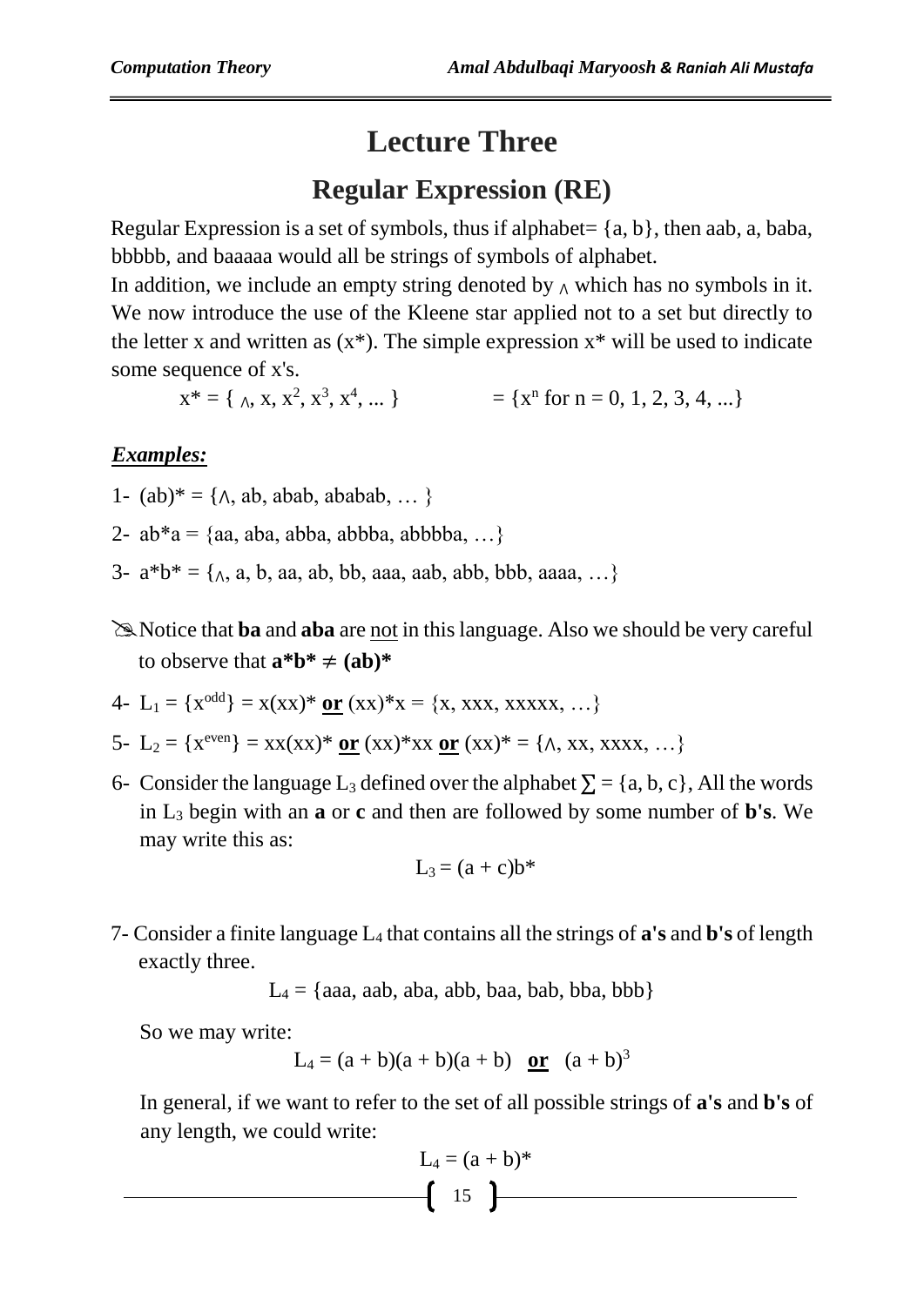# Lecture Three

## Regular Expression (RE)

Regular Expression is a set of symbols, thus if alphabet= {a, b}, then aab, a, baba, bbbbb, and baaaaa would all be strings of symbols of alphabet.

In addition, we include an empty string denoted by $\Lambda$ which has no symbols in it. We now introduce the use of the Kleene star applied not to a set but directly to the letter x and written as (x*). The simple expression x* will be used to indicate some sequence of x's.

$$x^* = \{ \Lambda, x, x^2, x^3, x^4, ... \} \qquad = \{x^n \text{ for } n = 0, 1, 2, 3, 4, ...\}$$

### *Examples:*

1- $(ab)^* = \{\Lambda, ab, abab, ababab, \dots \}$

2- $ab^*a = \{aa, aba, abba, abbba, abbbba, \dots\}$

3- $a^*b^* = \{\Lambda, a, b, aa, ab, bb, aaa, aab, abb, bbb, aaaa, \dots\}$

✍ Notice that **ba** and **aba** are not in this language. Also we should be very careful to observe that $\mathbf{a^*b^* \neq (ab)^*}$

4- $L_1 = \{x^{odd}\} = x(xx)^*$ **or** $(xx)^*x = \{x, xxx, xxxxx, \dots\}$

5- $L_2 = \{x^{even}\} = xx(xx)^*$ **or** $(xx)^*xx$ **or** $(xx)^* = \{\Lambda, xx, xxxx, \dots\}$

6- Consider the language $L_3$ defined over the alphabet $\sum = \{a, b, c\}$, All the words in $L_3$ begin with an **a** or **c** and then are followed by some number of **b's**. We may write this as:

$$L_3 = (a + c)b^*$$

7- Consider a finite language $L_4$ that contains all the strings of **a's** and **b's** of length exactly three.

$$L_4 = \{aaa, aab, aba, abb, baa, bab, bba, bbb\}$$

So we may write:

$$L_4 = (a + b)(a + b)(a + b) \quad \textbf{or} \quad (a + b)^3$$

In general, if we want to refer to the set of all possible strings of **a's** and **b's** of any length, we could write:

$$L_4 = (a + b)^*$$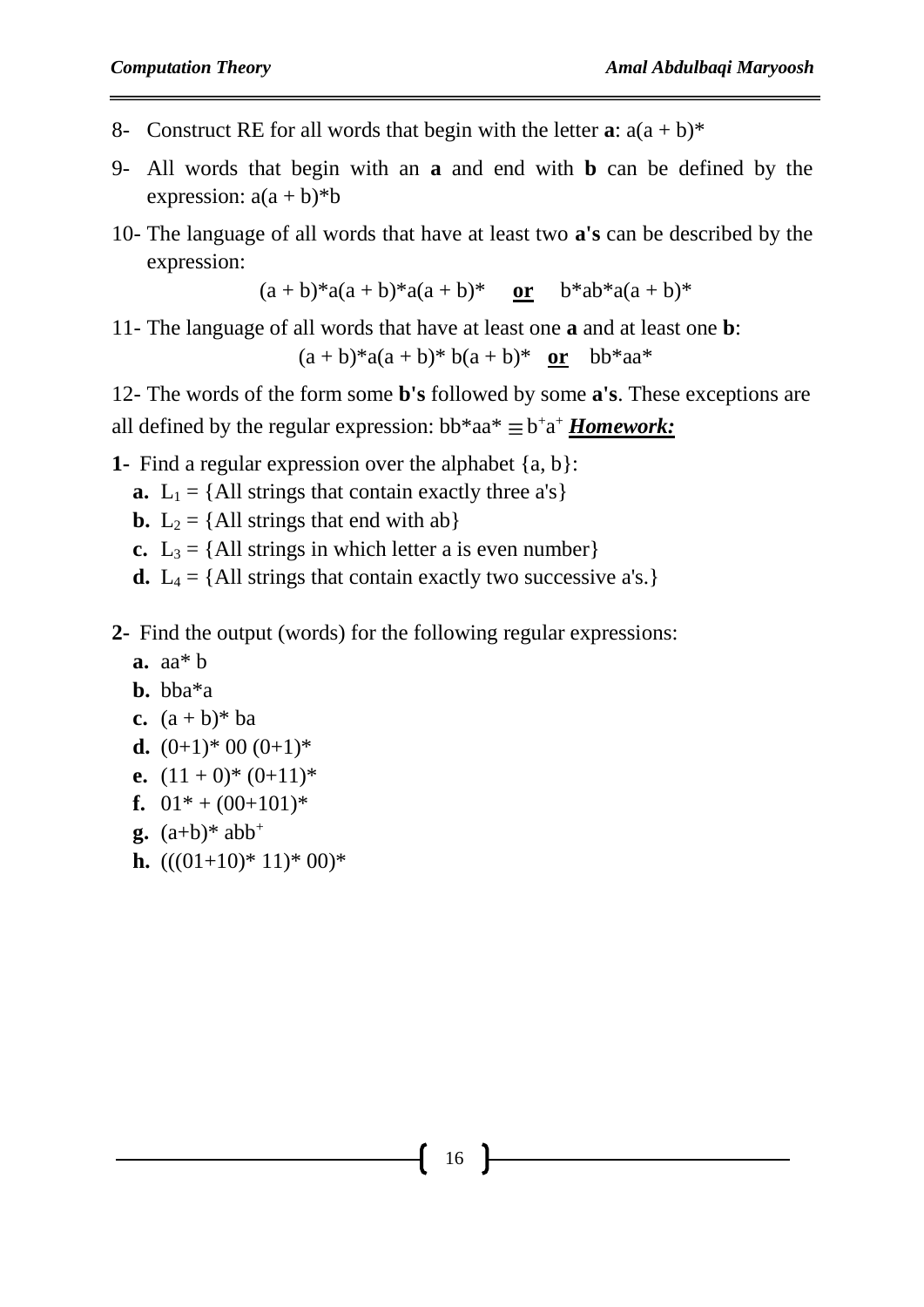8- Construct RE for all words that begin with the letter **a**: a(a + b)*

9- All words that begin with an **a** and end with **b** can be defined by the expression: a(a + b)*b

10- The language of all words that have at least two **a's** can be described by the expression:

(a + b)*a(a + b)*a(a + b)* **or** b*ab*a(a + b)*

11- The language of all words that have at least one **a** and at least one **b**:

(a + b)*a(a + b)* b(a + b)* **or** bb*aa*

12- The words of the form some **b's** followed by some **a's**. These exceptions are all defined by the regular expression: bb*aa* $\equiv b^+a^+$ ***Homework:***

**1-** Find a regular expression over the alphabet {a, b}:

**a.** $L_1$ = {All strings that contain exactly three a's}

**b.** $L_2$ = {All strings that end with ab}

**c.** $L_3$ = {All strings in which letter a is even number}

**d.** $L_4$ = {All strings that contain exactly two successive a's.}

**2-** Find the output (words) for the following regular expressions:

**a.** aa* b

**b.** bba*a

**c.** (a + b)* ba

**d.** (0+1)* 00 (0+1)*

**e.** (11 + 0)* (0+11)*

**f.** 01* + (00+101)*

**g.** (a+b)* $abb^+$

**h.** (((01+10)* 11)* 00)*